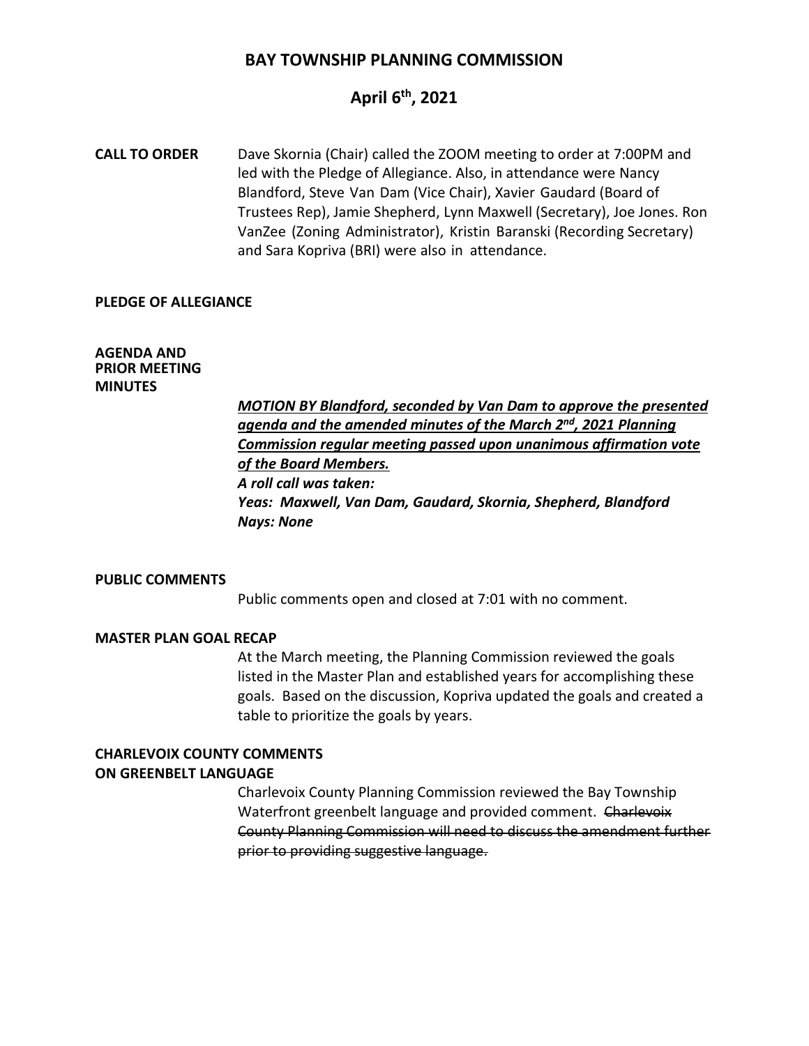# BAY TOWNSHIP PLANNING COMMISSION

## April 6th, 2021

**CALL TO ORDER** Dave Skornia (Chair) called the ZOOM meeting to order at 7:00PM and led with the Pledge of Allegiance. Also, in attendance were Nancy Blandford, Steve Van Dam (Vice Chair), Xavier Gaudard (Board of Trustees Rep), Jamie Shepherd, Lynn Maxwell (Secretary), Joe Jones. Ron VanZee (Zoning Administrator), Kristin Baranski (Recording Secretary) and Sara Kopriva (BRI) were also in attendance.

**PLEDGE OF ALLEGIANCE**

**AGENDA AND PRIOR MEETING MINUTES**

***<u>MOTION BY Blandford, seconded by Van Dam to approve the presented agenda and the amended minutes of the March 2nd, 2021 Planning Commission regular meeting passed upon unanimous affirmation vote of the Board Members.</u>***
***A roll call was taken:***
***Yeas: Maxwell, Van Dam, Gaudard, Skornia, Shepherd, Blandford***
***Nays: None***

**PUBLIC COMMENTS**

Public comments open and closed at 7:01 with no comment.

**MASTER PLAN GOAL RECAP**

At the March meeting, the Planning Commission reviewed the goals listed in the Master Plan and established years for accomplishing these goals. Based on the discussion, Kopriva updated the goals and created a table to prioritize the goals by years.

**CHARLEVOIX COUNTY COMMENTS ON GREENBELT LANGUAGE**

Charlevoix County Planning Commission reviewed the Bay Township Waterfront greenbelt language and provided comment. ~~Charlevoix County Planning Commission will need to discuss the amendment further prior to providing suggestive language.~~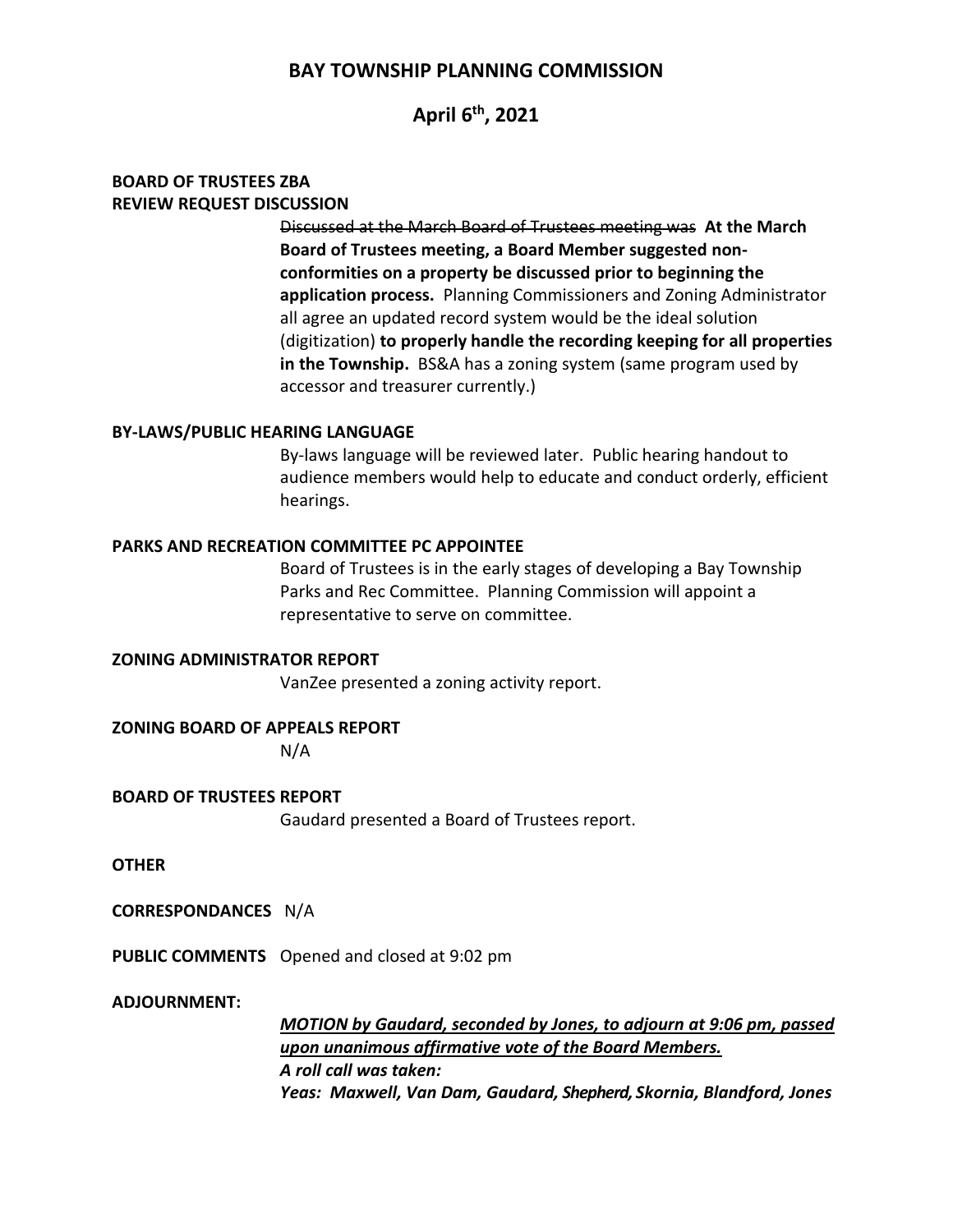# BAY TOWNSHIP PLANNING COMMISSION

## April 6th, 2021

**BOARD OF TRUSTEES ZBA REVIEW REQUEST DISCUSSION**

~~Discussed at the March Board of Trustees meeting was~~ **At the March Board of Trustees meeting, a Board Member suggested non-conformities on a property be discussed prior to beginning the application process.** Planning Commissioners and Zoning Administrator all agree an updated record system would be the ideal solution (digitization) **to properly handle the recording keeping for all properties in the Township.** BS&A has a zoning system (same program used by accessor and treasurer currently.)

**BY-LAWS/PUBLIC HEARING LANGUAGE**

By-laws language will be reviewed later. Public hearing handout to audience members would help to educate and conduct orderly, efficient hearings.

**PARKS AND RECREATION COMMITTEE PC APPOINTEE**

Board of Trustees is in the early stages of developing a Bay Township Parks and Rec Committee. Planning Commission will appoint a representative to serve on committee.

**ZONING ADMINISTRATOR REPORT**

VanZee presented a zoning activity report.

**ZONING BOARD OF APPEALS REPORT**

N/A

**BOARD OF TRUSTEES REPORT**

Gaudard presented a Board of Trustees report.

**OTHER**

**CORRESPONDANCES** N/A

**PUBLIC COMMENTS** Opened and closed at 9:02 pm

**ADJOURNMENT:**

***MOTION by Gaudard, seconded by Jones, to adjourn at 9:06 pm, passed upon unanimous affirmative vote of the Board Members.***
***A roll call was taken:***
***Yeas: Maxwell, Van Dam, Gaudard, Shepherd, Skornia, Blandford, Jones***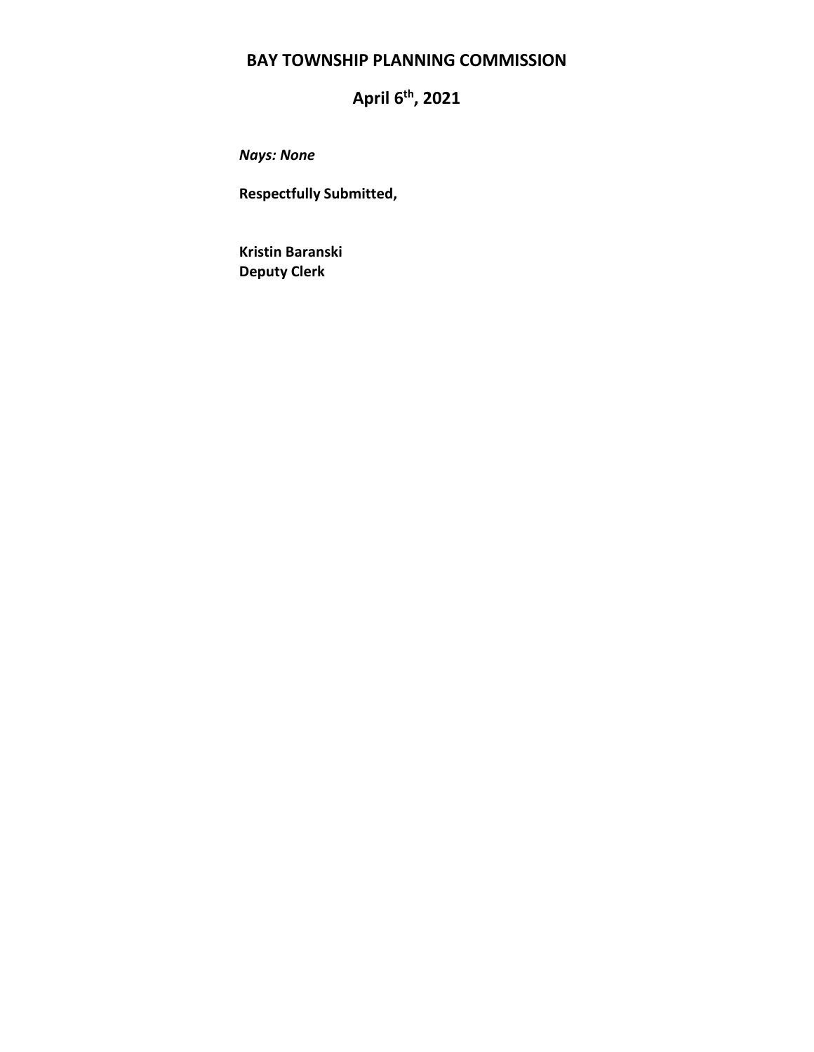***Nays: None***

**Respectfully Submitted,**

**Kristin Baranski**
**Deputy Clerk**